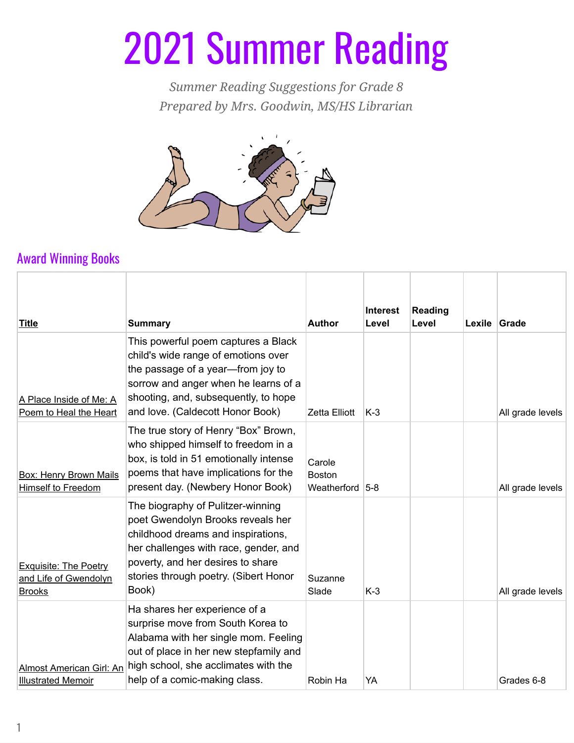# 2021 Summer Reading

*Summer Reading Suggestions for Grade 8*
*Prepared by Mrs. Goodwin, MS/HS Librarian*

## Award Winning Books

| Title | Summary | Author | Interest Level | Reading Level | Lexile | Grade |
|---|---|---|---|---|---|---|
| A Place Inside of Me: A Poem to Heal the Heart | This powerful poem captures a Black child's wide range of emotions over the passage of a year—from joy to sorrow and anger when he learns of a shooting, and, subsequently, to hope and love. (Caldecott Honor Book) | Zetta Elliott | K-3 | | | All grade levels |
| Box: Henry Brown Mails Himself to Freedom | The true story of Henry "Box" Brown, who shipped himself to freedom in a box, is told in 51 emotionally intense poems that have implications for the present day. (Newbery Honor Book) | Carole Boston Weatherford | 5-8 | | | All grade levels |
| Exquisite: The Poetry and Life of Gwendolyn Brooks | The biography of Pulitzer-winning poet Gwendolyn Brooks reveals her childhood dreams and inspirations, her challenges with race, gender, and poverty, and her desires to share stories through poetry. (Sibert Honor Book) | Suzanne Slade | K-3 | | | All grade levels |
| Almost American Girl: An Illustrated Memoir | Ha shares her experience of a surprise move from South Korea to Alabama with her single mom. Feeling out of place in her new stepfamily and high school, she acclimates with the help of a comic-making class. | Robin Ha | YA | | | Grades 6-8 |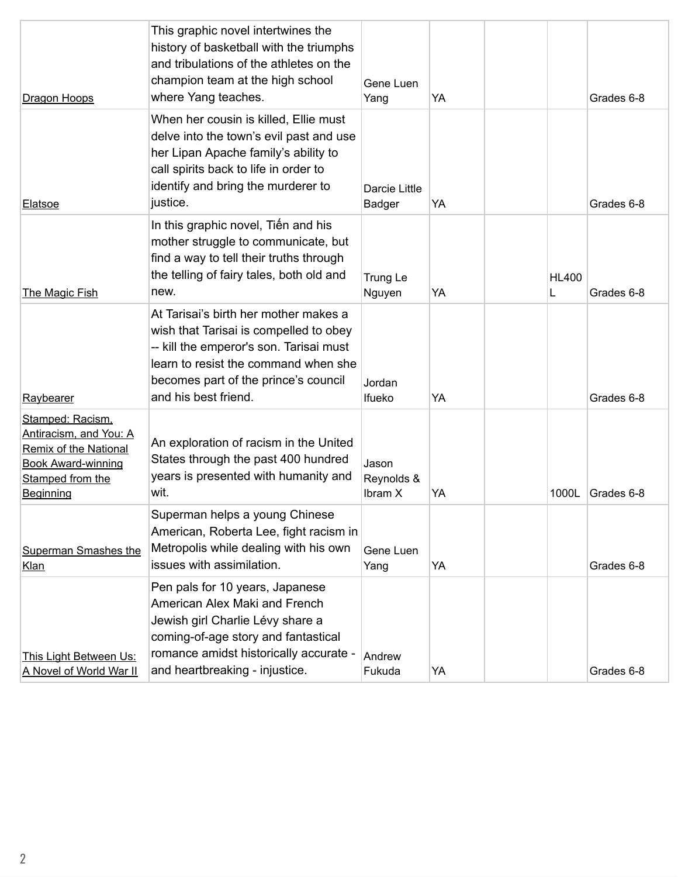| | | | | | | |
|---|---|---|---|---|---|---|
| Dragon Hoops | This graphic novel intertwines the history of basketball with the triumphs and tribulations of the athletes on the champion team at the high school where Yang teaches. | Gene Luen Yang | YA | | | Grades 6-8 |
| Elatsoe | When her cousin is killed, Ellie must delve into the town's evil past and use her Lipan Apache family's ability to call spirits back to life in order to identify and bring the murderer to justice. | Darcie Little Badger | YA | | | Grades 6-8 |
| The Magic Fish | In this graphic novel, Tiến and his mother struggle to communicate, but find a way to tell their truths through the telling of fairy tales, both old and new. | Trung Le Nguyen | YA | | HL400L | Grades 6-8 |
| Raybearer | At Tarisai's birth her mother makes a wish that Tarisai is compelled to obey -- kill the emperor's son. Tarisai must learn to resist the command when she becomes part of the prince's council and his best friend. | Jordan Ifueko | YA | | | Grades 6-8 |
| Stamped: Racism, Antiracism, and You: A Remix of the National Book Award-winning Stamped from the Beginning | An exploration of racism in the United States through the past 400 hundred years is presented with humanity and wit. | Jason Reynolds & Ibram X | YA | | 1000L | Grades 6-8 |
| Superman Smashes the Klan | Superman helps a young Chinese American, Roberta Lee, fight racism in Metropolis while dealing with his own issues with assimilation. | Gene Luen Yang | YA | | | Grades 6-8 |
| This Light Between Us: A Novel of World War II | Pen pals for 10 years, Japanese American Alex Maki and French Jewish girl Charlie Lévy share a coming-of-age story and fantastical romance amidst historically accurate - and heartbreaking - injustice. | Andrew Fukuda | YA | | | Grades 6-8 |